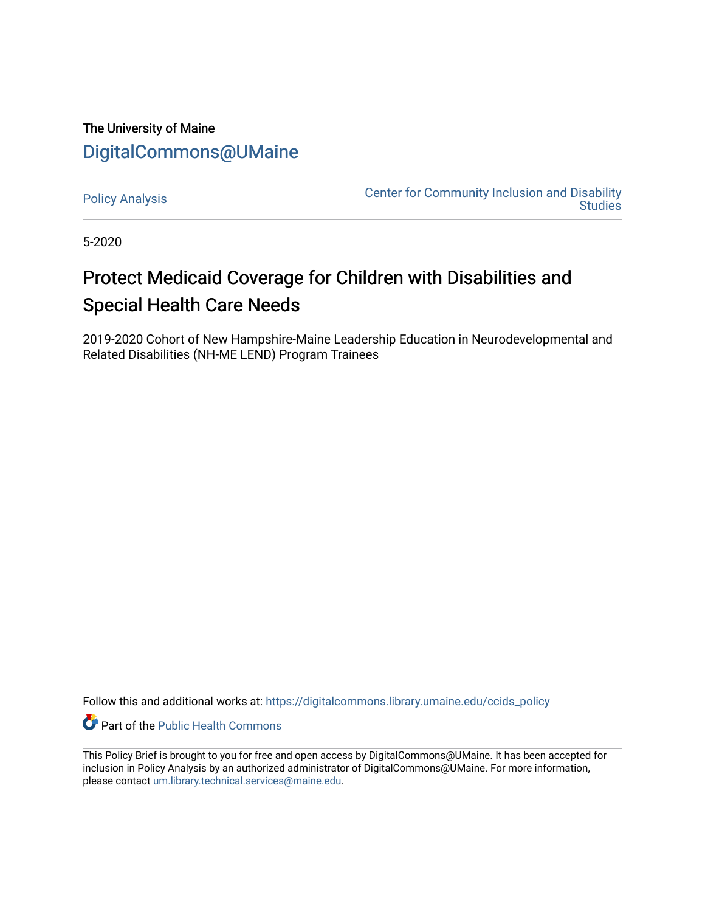The University of Maine

DigitalCommons@UMaine

Policy Analysis

Center for Community Inclusion and Disability Studies

5-2020

# Protect Medicaid Coverage for Children with Disabilities and Special Health Care Needs

2019-2020 Cohort of New Hampshire-Maine Leadership Education in Neurodevelopmental and Related Disabilities (NH-ME LEND) Program Trainees

Follow this and additional works at: https://digitalcommons.library.umaine.edu/ccids_policy

Part of the Public Health Commons

This Policy Brief is brought to you for free and open access by DigitalCommons@UMaine. It has been accepted for inclusion in Policy Analysis by an authorized administrator of DigitalCommons@UMaine. For more information, please contact um.library.technical.services@maine.edu.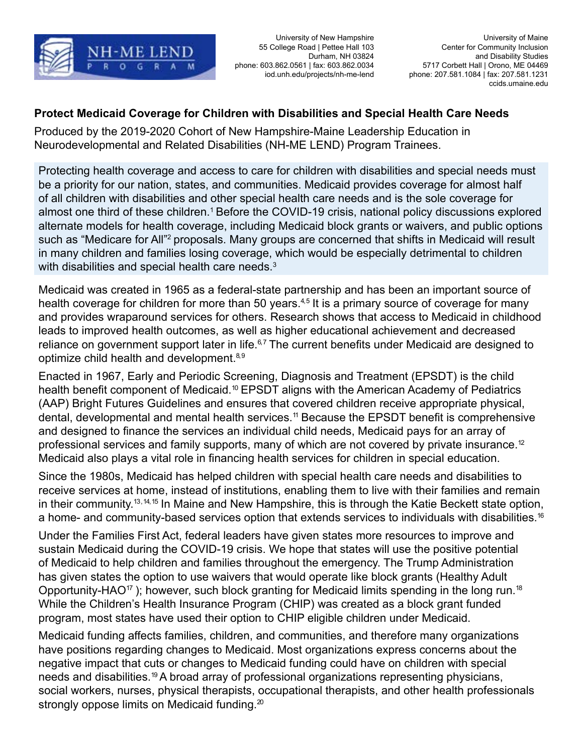NH-ME LEND PROGRAM

University of New Hampshire
55 College Road | Pettee Hall 103
Durham, NH 03824
phone: 603.862.0561 | fax: 603.862.0034
iod.unh.edu/projects/nh-me-lend

University of Maine
Center for Community Inclusion
and Disability Studies
5717 Corbett Hall | Orono, ME 04469
phone: 207.581.1084 | fax: 207.581.1231
ccids.umaine.edu

**Protect Medicaid Coverage for Children with Disabilities and Special Health Care Needs**

Produced by the 2019-2020 Cohort of New Hampshire-Maine Leadership Education in Neurodevelopmental and Related Disabilities (NH-ME LEND) Program Trainees.

Protecting health coverage and access to care for children with disabilities and special needs must be a priority for our nation, states, and communities. Medicaid provides coverage for almost half of all children with disabilities and other special health care needs and is the sole coverage for almost one third of these children.[1] Before the COVID-19 crisis, national policy discussions explored alternate models for health coverage, including Medicaid block grants or waivers, and public options such as "Medicare for All"[2] proposals. Many groups are concerned that shifts in Medicaid will result in many children and families losing coverage, which would be especially detrimental to children with disabilities and special health care needs.[3]

Medicaid was created in 1965 as a federal-state partnership and has been an important source of health coverage for children for more than 50 years.[4,5] It is a primary source of coverage for many and provides wraparound services for others. Research shows that access to Medicaid in childhood leads to improved health outcomes, as well as higher educational achievement and decreased reliance on government support later in life.[6,7] The current benefits under Medicaid are designed to optimize child health and development.[8,9]

Enacted in 1967, Early and Periodic Screening, Diagnosis and Treatment (EPSDT) is the child health benefit component of Medicaid.[10] EPSDT aligns with the American Academy of Pediatrics (AAP) Bright Futures Guidelines and ensures that covered children receive appropriate physical, dental, developmental and mental health services.[11] Because the EPSDT benefit is comprehensive and designed to finance the services an individual child needs, Medicaid pays for an array of professional services and family supports, many of which are not covered by private insurance.[12] Medicaid also plays a vital role in financing health services for children in special education.

Since the 1980s, Medicaid has helped children with special health care needs and disabilities to receive services at home, instead of institutions, enabling them to live with their families and remain in their community.[13, 14, 15] In Maine and New Hampshire, this is through the Katie Beckett state option, a home- and community-based services option that extends services to individuals with disabilities.[16]

Under the Families First Act, federal leaders have given states more resources to improve and sustain Medicaid during the COVID-19 crisis. We hope that states will use the positive potential of Medicaid to help children and families throughout the emergency. The Trump Administration has given states the option to use waivers that would operate like block grants (Healthy Adult Opportunity-HAO[17] ); however, such block granting for Medicaid limits spending in the long run.[18] While the Children's Health Insurance Program (CHIP) was created as a block grant funded program, most states have used their option to CHIP eligible children under Medicaid.

Medicaid funding affects families, children, and communities, and therefore many organizations have positions regarding changes to Medicaid. Most organizations express concerns about the negative impact that cuts or changes to Medicaid funding could have on children with special needs and disabilities.[19] A broad array of professional organizations representing physicians, social workers, nurses, physical therapists, occupational therapists, and other health professionals strongly oppose limits on Medicaid funding.[20]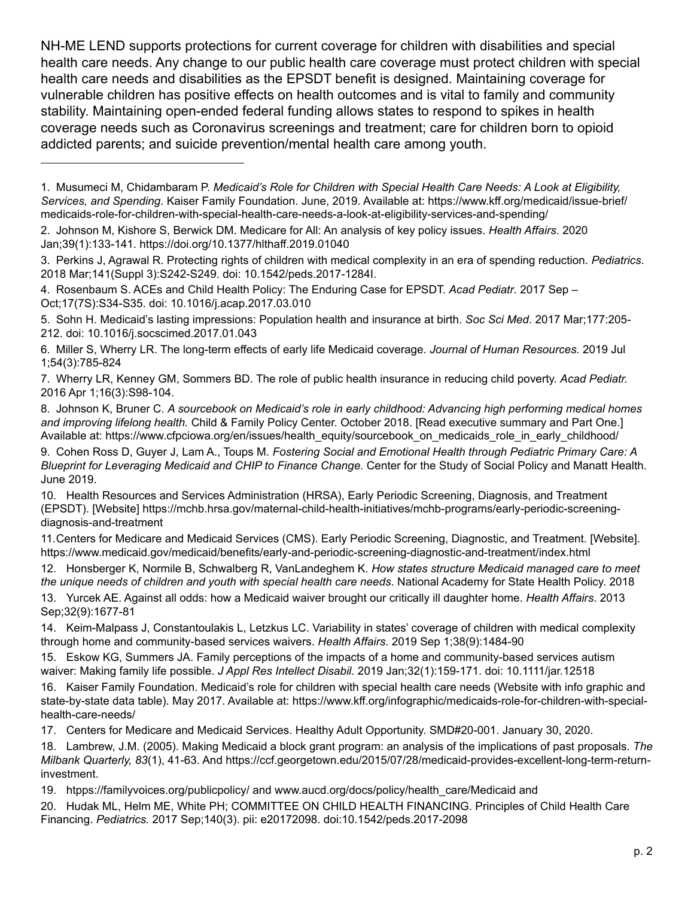NH-ME LEND supports protections for current coverage for children with disabilities and special health care needs. Any change to our public health care coverage must protect children with special health care needs and disabilities as the EPSDT benefit is designed. Maintaining coverage for vulnerable children has positive effects on health outcomes and is vital to family and community stability. Maintaining open-ended federal funding allows states to respond to spikes in health coverage needs such as Coronavirus screenings and treatment; care for children born to opioid addicted parents; and suicide prevention/mental health care among youth.

---

1. Musumeci M, Chidambaram P. *Medicaid's Role for Children with Special Health Care Needs: A Look at Eligibility, Services, and Spending*. Kaiser Family Foundation. June, 2019. Available at: https://www.kff.org/medicaid/issue-brief/medicaids-role-for-children-with-special-health-care-needs-a-look-at-eligibility-services-and-spending/
2. Johnson M, Kishore S, Berwick DM. Medicare for All: An analysis of key policy issues. *Health Affairs*. 2020 Jan;39(1):133-141. https://doi.org/10.1377/hlthaff.2019.01040
3. Perkins J, Agrawal R. Protecting rights of children with medical complexity in an era of spending reduction. *Pediatrics*. 2018 Mar;141(Suppl 3):S242-S249. doi: 10.1542/peds.2017-1284I.
4. Rosenbaum S. ACEs and Child Health Policy: The Enduring Case for EPSDT. *Acad Pediatr*. 2017 Sep – Oct;17(7S):S34-S35. doi: 10.1016/j.acap.2017.03.010
5. Sohn H. Medicaid's lasting impressions: Population health and insurance at birth. *Soc Sci Med.* 2017 Mar;177:205-212. doi: 10.1016/j.socscimed.2017.01.043
6. Miller S, Wherry LR. The long-term effects of early life Medicaid coverage. *Journal of Human Resources.* 2019 Jul 1;54(3):785-824
7. Wherry LR, Kenney GM, Sommers BD. The role of public health insurance in reducing child poverty. *Acad Pediatr.* 2016 Apr 1;16(3):S98-104.
8. Johnson K, Bruner C. *A sourcebook on Medicaid's role in early childhood: Advancing high performing medical homes and improving lifelong health.* Child & Family Policy Center. October 2018. [Read executive summary and Part One.] Available at: https://www.cfpciowa.org/en/issues/health_equity/sourcebook_on_medicaids_role_in_early_childhood/
9. Cohen Ross D, Guyer J, Lam A., Toups M. *Fostering Social and Emotional Health through Pediatric Primary Care: A Blueprint for Leveraging Medicaid and CHIP to Finance Change.* Center for the Study of Social Policy and Manatt Health. June 2019.
10. Health Resources and Services Administration (HRSA), Early Periodic Screening, Diagnosis, and Treatment (EPSDT). [Website] https://mchb.hrsa.gov/maternal-child-health-initiatives/mchb-programs/early-periodic-screening-diagnosis-and-treatment
11. Centers for Medicare and Medicaid Services (CMS). Early Periodic Screening, Diagnostic, and Treatment. [Website]. https://www.medicaid.gov/medicaid/benefits/early-and-periodic-screening-diagnostic-and-treatment/index.html
12. Honsberger K, Normile B, Schwalberg R, VanLandeghem K. *How states structure Medicaid managed care to meet the unique needs of children and youth with special health care needs*. National Academy for State Health Policy. 2018
13. Yurcek AE. Against all odds: how a Medicaid waiver brought our critically ill daughter home. *Health Affairs*. 2013 Sep;32(9):1677-81
14. Keim-Malpass J, Constantoulakis L, Letzkus LC. Variability in states' coverage of children with medical complexity through home and community-based services waivers. *Health Affairs*. 2019 Sep 1;38(9):1484-90
15. Eskow KG, Summers JA. Family perceptions of the impacts of a home and community-based services autism waiver: Making family life possible. *J Appl Res Intellect Disabil.* 2019 Jan;32(1):159-171. doi: 10.1111/jar.12518
16. Kaiser Family Foundation. Medicaid's role for children with special health care needs (Website with info graphic and state-by-state data table). May 2017. Available at: https://www.kff.org/infographic/medicaids-role-for-children-with-special-health-care-needs/
17. Centers for Medicare and Medicaid Services. Healthy Adult Opportunity. SMD#20-001. January 30, 2020.
18. Lambrew, J.M. (2005). Making Medicaid a block grant program: an analysis of the implications of past proposals. *The Milbank Quarterly, 83*(1), 41-63. And https://ccf.georgetown.edu/2015/07/28/medicaid-provides-excellent-long-term-return-investment.
19. htpps://familyvoices.org/publicpolicy/ and www.aucd.org/docs/policy/health_care/Medicaid and
20. Hudak ML, Helm ME, White PH; COMMITTEE ON CHILD HEALTH FINANCING. Principles of Child Health Care Financing. *Pediatrics.* 2017 Sep;140(3). pii: e20172098. doi:10.1542/peds.2017-2098